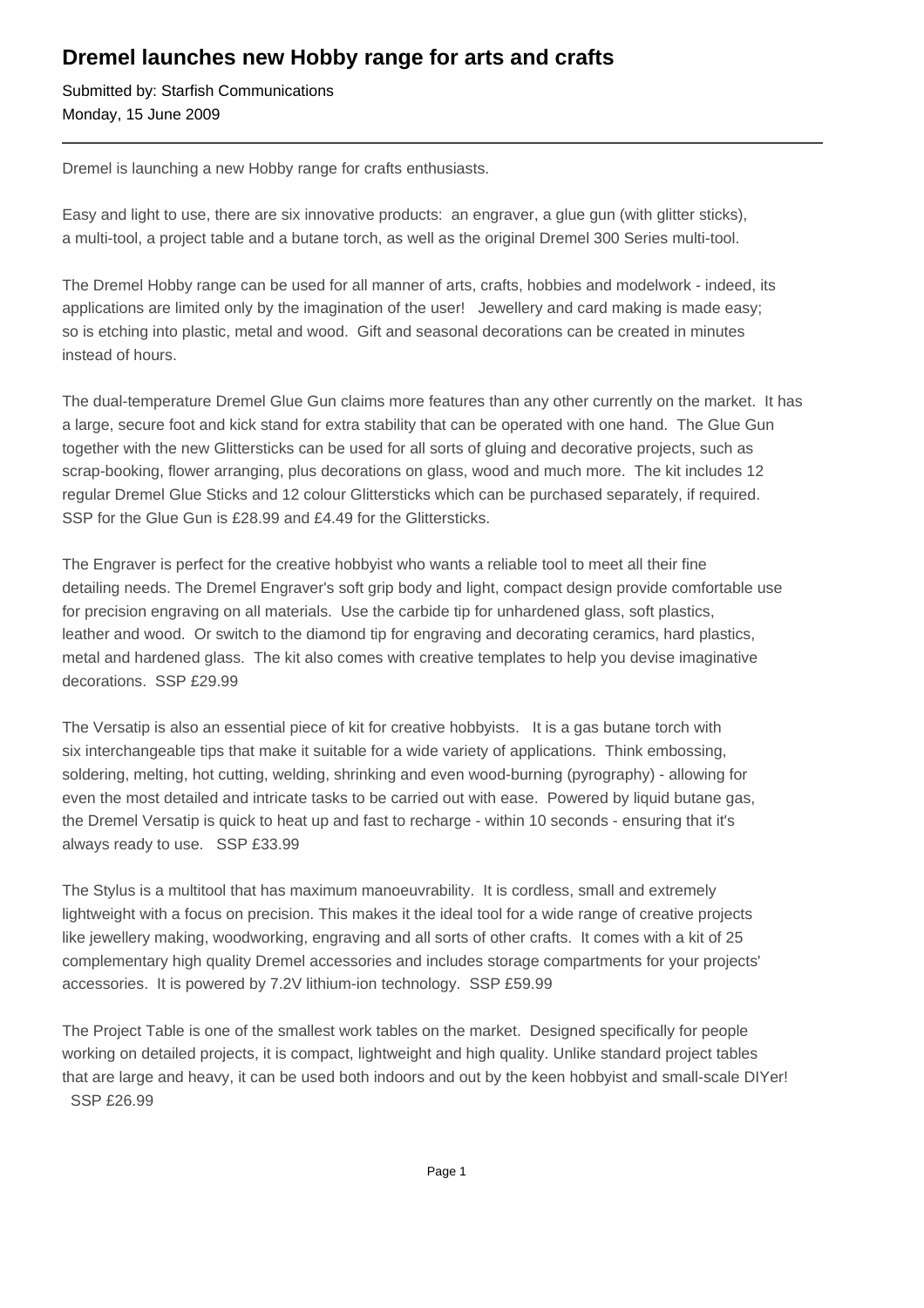# Dremel launches new Hobby range for arts and crafts

Submitted by: Starfish Communications
Monday, 15 June 2009

---

Dremel is launching a new Hobby range for crafts enthusiasts.

Easy and light to use, there are six innovative products: an engraver, a glue gun (with glitter sticks), a multi-tool, a project table and a butane torch, as well as the original Dremel 300 Series multi-tool.

The Dremel Hobby range can be used for all manner of arts, crafts, hobbies and modelwork - indeed, its applications are limited only by the imagination of the user! Jewellery and card making is made easy; so is etching into plastic, metal and wood. Gift and seasonal decorations can be created in minutes instead of hours.

The dual-temperature Dremel Glue Gun claims more features than any other currently on the market. It has a large, secure foot and kick stand for extra stability that can be operated with one hand. The Glue Gun together with the new Glittersticks can be used for all sorts of gluing and decorative projects, such as scrap-booking, flower arranging, plus decorations on glass, wood and much more. The kit includes 12 regular Dremel Glue Sticks and 12 colour Glittersticks which can be purchased separately, if required. SSP for the Glue Gun is £28.99 and £4.49 for the Glittersticks.

The Engraver is perfect for the creative hobbyist who wants a reliable tool to meet all their fine detailing needs. The Dremel Engraver's soft grip body and light, compact design provide comfortable use for precision engraving on all materials. Use the carbide tip for unhardened glass, soft plastics, leather and wood. Or switch to the diamond tip for engraving and decorating ceramics, hard plastics, metal and hardened glass. The kit also comes with creative templates to help you devise imaginative decorations. SSP £29.99

The Versatip is also an essential piece of kit for creative hobbyists. It is a gas butane torch with six interchangeable tips that make it suitable for a wide variety of applications. Think embossing, soldering, melting, hot cutting, welding, shrinking and even wood-burning (pyrography) - allowing for even the most detailed and intricate tasks to be carried out with ease. Powered by liquid butane gas, the Dremel Versatip is quick to heat up and fast to recharge - within 10 seconds - ensuring that it's always ready to use. SSP £33.99

The Stylus is a multitool that has maximum manoeuvrability. It is cordless, small and extremely lightweight with a focus on precision. This makes it the ideal tool for a wide range of creative projects like jewellery making, woodworking, engraving and all sorts of other crafts. It comes with a kit of 25 complementary high quality Dremel accessories and includes storage compartments for your projects' accessories. It is powered by 7.2V lithium-ion technology. SSP £59.99

The Project Table is one of the smallest work tables on the market. Designed specifically for people working on detailed projects, it is compact, lightweight and high quality. Unlike standard project tables that are large and heavy, it can be used both indoors and out by the keen hobbyist and small-scale DIYer! SSP £26.99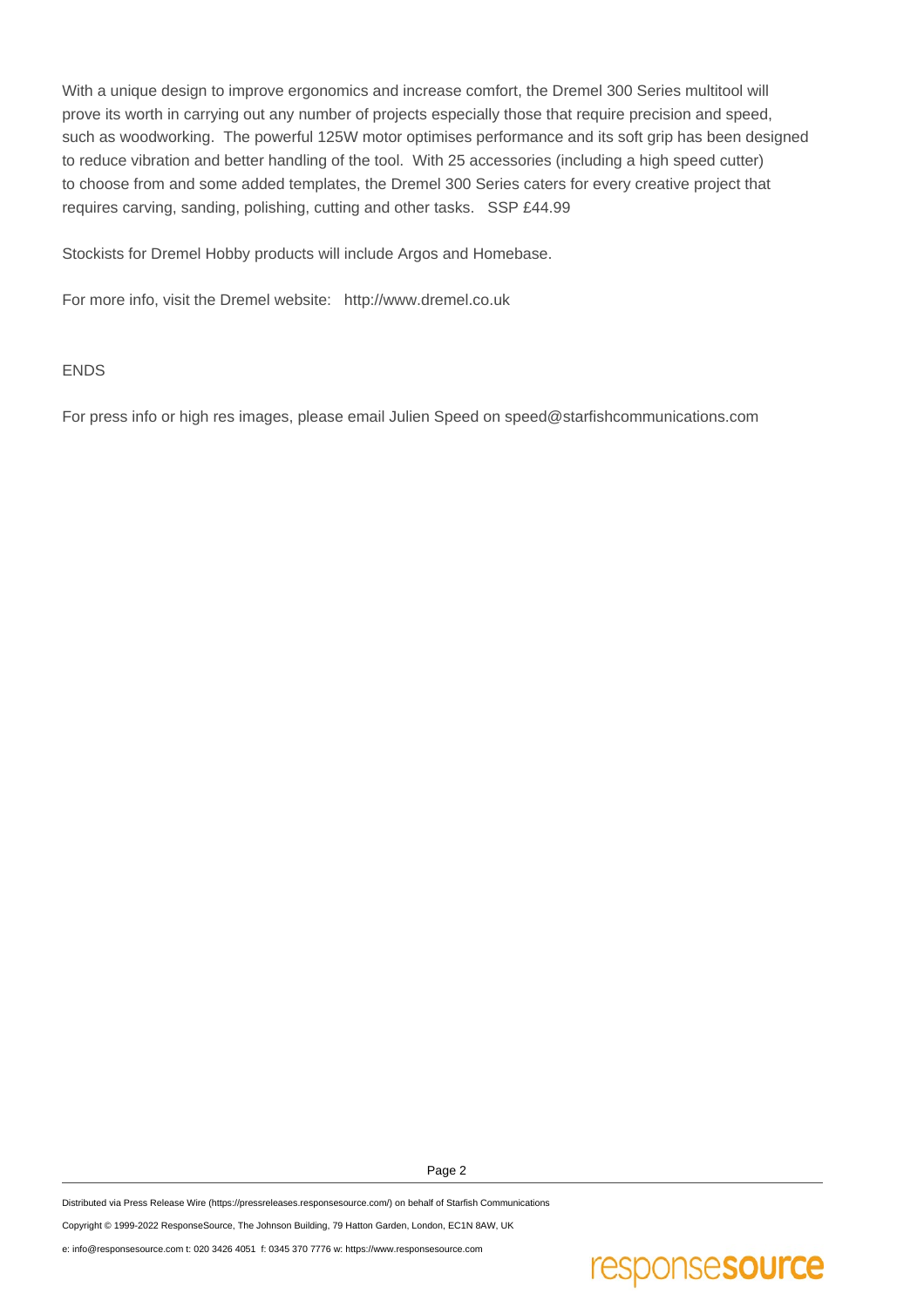With a unique design to improve ergonomics and increase comfort, the Dremel 300 Series multitool will prove its worth in carrying out any number of projects especially those that require precision and speed, such as woodworking. The powerful 125W motor optimises performance and its soft grip has been designed to reduce vibration and better handling of the tool. With 25 accessories (including a high speed cutter) to choose from and some added templates, the Dremel 300 Series caters for every creative project that requires carving, sanding, polishing, cutting and other tasks. SSP £44.99

Stockists for Dremel Hobby products will include Argos and Homebase.

For more info, visit the Dremel website: http://www.dremel.co.uk

ENDS

For press info or high res images, please email Julien Speed on speed@starfishcommunications.com